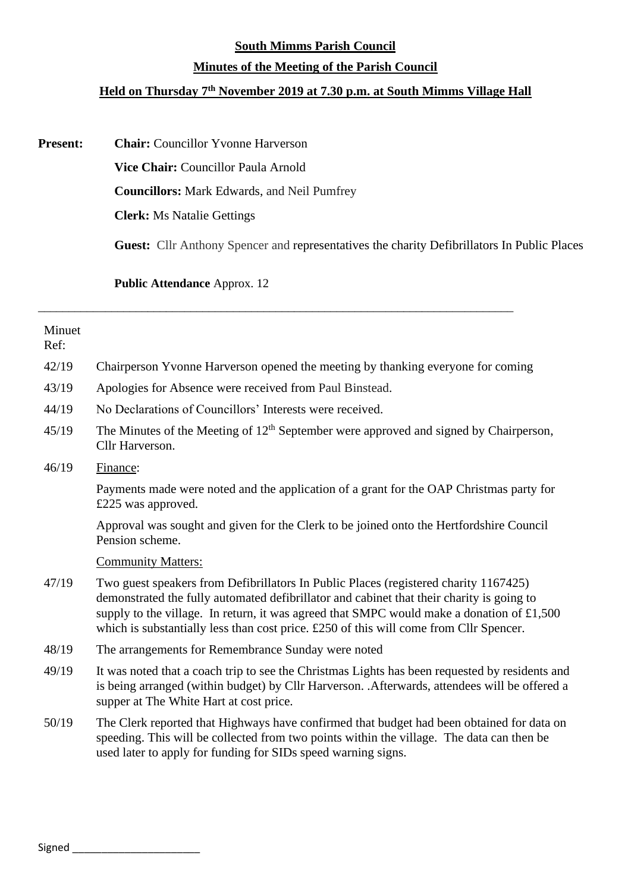**South Mimms Parish Council**

**Minutes of the Meeting of the Parish Council**

**Held on Thursday 7th November 2019 at 7.30 p.m. at South Mimms Village Hall**

**Present:** **Chair:** Councillor Yvonne Harverson

**Vice Chair:** Councillor Paula Arnold

**Councillors:** Mark Edwards, and Neil Pumfrey

**Clerk:** Ms Natalie Gettings

**Guest:** Cllr Anthony Spencer and representatives the charity Defibrillators In Public Places

**Public Attendance** Approx. 12

---

| Minuet Ref: | |
|---|---|
| 42/19 | Chairperson Yvonne Harverson opened the meeting by thanking everyone for coming |
| 43/19 | Apologies for Absence were received from Paul Binstead. |
| 44/19 | No Declarations of Councillors' Interests were received. |
| 45/19 | The Minutes of the Meeting of 12th September were approved and signed by Chairperson, Cllr Harverson. |
| 46/19 | Finance: Payments made were noted and the application of a grant for the OAP Christmas party for £225 was approved. Approval was sought and given for the Clerk to be joined onto the Hertfordshire Council Pension scheme. |
| | Community Matters: |
| 47/19 | Two guest speakers from Defibrillators In Public Places (registered charity 1167425) demonstrated the fully automated defibrillator and cabinet that their charity is going to supply to the village. In return, it was agreed that SMPC would make a donation of £1,500 which is substantially less than cost price. £250 of this will come from Cllr Spencer. |
| 48/19 | The arrangements for Remembrance Sunday were noted |
| 49/19 | It was noted that a coach trip to see the Christmas Lights has been requested by residents and is being arranged (within budget) by Cllr Harverson. .Afterwards, attendees will be offered a supper at The White Hart at cost price. |
| 50/19 | The Clerk reported that Highways have confirmed that budget had been obtained for data on speeding. This will be collected from two points within the village. The data can then be used later to apply for funding for SIDs speed warning signs. |

Signed ______________________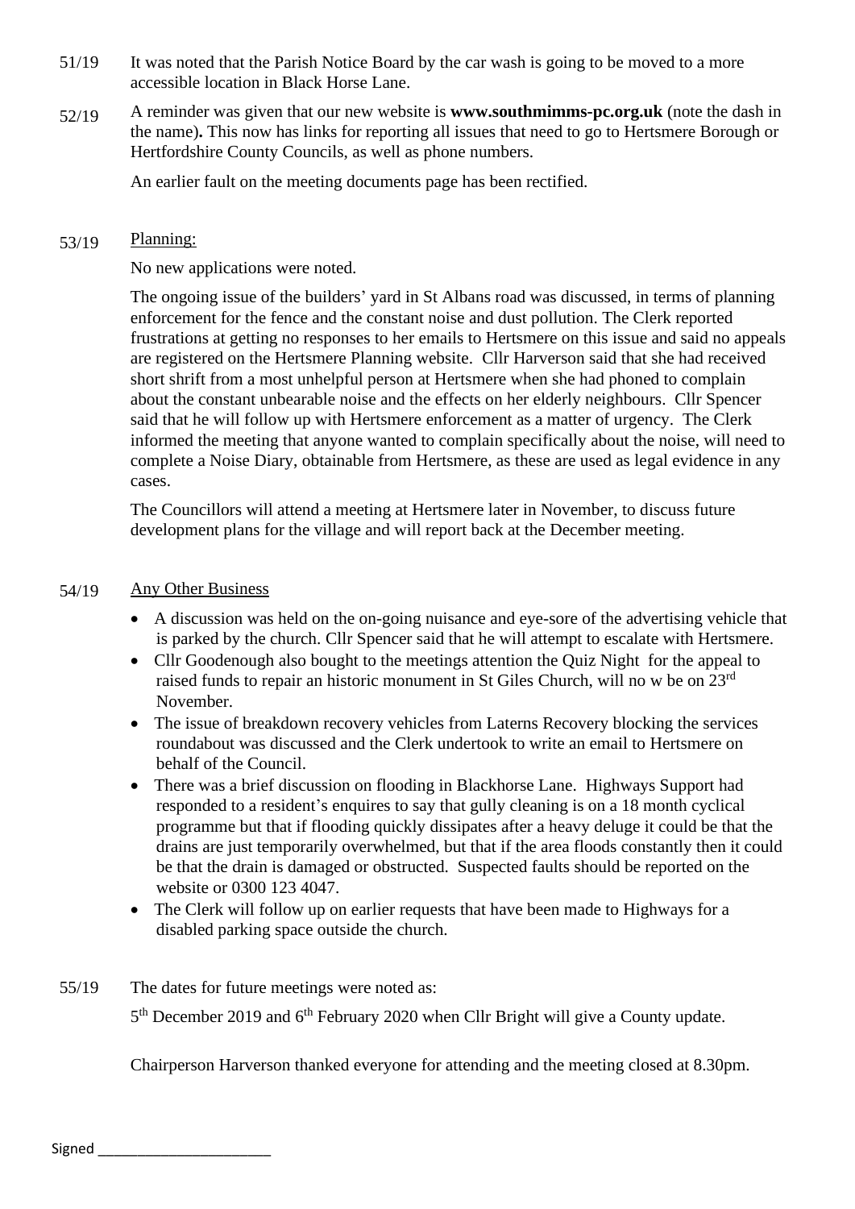51/19 It was noted that the Parish Notice Board by the car wash is going to be moved to a more accessible location in Black Horse Lane.

52/19 A reminder was given that our new website is **www.southmimms-pc.org.uk** (note the dash in the name)**.** This now has links for reporting all issues that need to go to Hertsmere Borough or Hertfordshire County Councils, as well as phone numbers.

An earlier fault on the meeting documents page has been rectified.

53/19 Planning:

No new applications were noted.

The ongoing issue of the builders' yard in St Albans road was discussed, in terms of planning enforcement for the fence and the constant noise and dust pollution. The Clerk reported frustrations at getting no responses to her emails to Hertsmere on this issue and said no appeals are registered on the Hertsmere Planning website. Cllr Harverson said that she had received short shrift from a most unhelpful person at Hertsmere when she had phoned to complain about the constant unbearable noise and the effects on her elderly neighbours. Cllr Spencer said that he will follow up with Hertsmere enforcement as a matter of urgency. The Clerk informed the meeting that anyone wanted to complain specifically about the noise, will need to complete a Noise Diary, obtainable from Hertsmere, as these are used as legal evidence in any cases.

The Councillors will attend a meeting at Hertsmere later in November, to discuss future development plans for the village and will report back at the December meeting.

54/19 Any Other Business

- A discussion was held on the on-going nuisance and eye-sore of the advertising vehicle that is parked by the church. Cllr Spencer said that he will attempt to escalate with Hertsmere.
- Cllr Goodenough also bought to the meetings attention the Quiz Night for the appeal to raised funds to repair an historic monument in St Giles Church, will no w be on 23rd November.
- The issue of breakdown recovery vehicles from Laterns Recovery blocking the services roundabout was discussed and the Clerk undertook to write an email to Hertsmere on behalf of the Council.
- There was a brief discussion on flooding in Blackhorse Lane. Highways Support had responded to a resident's enquires to say that gully cleaning is on a 18 month cyclical programme but that if flooding quickly dissipates after a heavy deluge it could be that the drains are just temporarily overwhelmed, but that if the area floods constantly then it could be that the drain is damaged or obstructed. Suspected faults should be reported on the website or 0300 123 4047.
- The Clerk will follow up on earlier requests that have been made to Highways for a disabled parking space outside the church.

55/19 The dates for future meetings were noted as:

5th December 2019 and 6th February 2020 when Cllr Bright will give a County update.

Chairperson Harverson thanked everyone for attending and the meeting closed at 8.30pm.

Signed ______________________